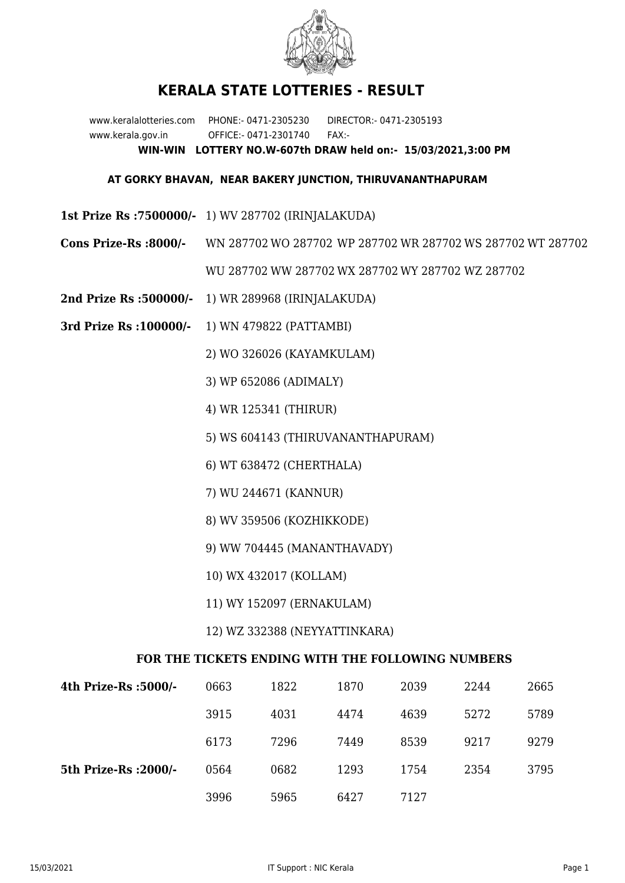# KERALA STATE LOTTERIES - RESULT

www.keralalotteries.com PHONE:- 0471-2305230 DIRECTOR:- 0471-2305193
www.kerala.gov.in OFFICE:- 0471-2301740 FAX:-

**WIN-WIN LOTTERY NO.W-607th DRAW held on:- 15/03/2021,3:00 PM**

**AT GORKY BHAVAN, NEAR BAKERY JUNCTION, THIRUVANANTHAPURAM**

**1st Prize Rs :7500000/-** 1) WV 287702 (IRINJALAKUDA)

**Cons Prize-Rs :8000/-** WN 287702 WO 287702 WP 287702 WR 287702 WS 287702 WT 287702 WU 287702 WW 287702 WX 287702 WY 287702 WZ 287702

**2nd Prize Rs :500000/-** 1) WR 289968 (IRINJALAKUDA)

**3rd Prize Rs :100000/-**

1) WN 479822 (PATTAMBI)
2) WO 326026 (KAYAMKULAM)
3) WP 652086 (ADIMALY)
4) WR 125341 (THIRUR)
5) WS 604143 (THIRUVANANTHAPURAM)
6) WT 638472 (CHERTHALA)
7) WU 244671 (KANNUR)
8) WV 359506 (KOZHIKKODE)
9) WW 704445 (MANANTHAVADY)
10) WX 432017 (KOLLAM)
11) WY 152097 (ERNAKULAM)
12) WZ 332388 (NEYYATTINKARA)

## FOR THE TICKETS ENDING WITH THE FOLLOWING NUMBERS

| | | | | | | |
|---|---|---|---|---|---|---|
| **4th Prize-Rs :5000/-** | 0663 | 1822 | 1870 | 2039 | 2244 | 2665 |
| | 3915 | 4031 | 4474 | 4639 | 5272 | 5789 |
| | 6173 | 7296 | 7449 | 8539 | 9217 | 9279 |
| **5th Prize-Rs :2000/-** | 0564 | 0682 | 1293 | 1754 | 2354 | 3795 |
| | 3996 | 5965 | 6427 | 7127 | | |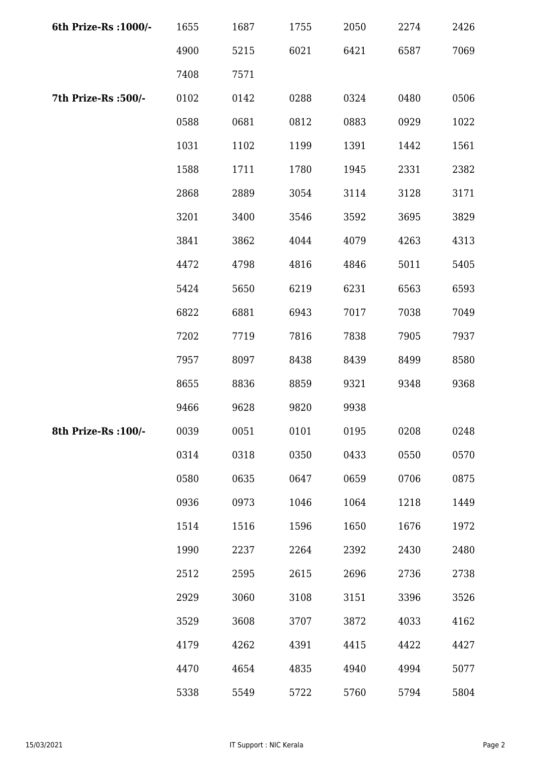| | | | | | | |
|---|---|---|---|---|---|---|
| **6th Prize-Rs :1000/-** | 1655 | 1687 | 1755 | 2050 | 2274 | 2426 |
| | 4900 | 5215 | 6021 | 6421 | 6587 | 7069 |
| | 7408 | 7571 | | | | |
| **7th Prize-Rs :500/-** | 0102 | 0142 | 0288 | 0324 | 0480 | 0506 |
| | 0588 | 0681 | 0812 | 0883 | 0929 | 1022 |
| | 1031 | 1102 | 1199 | 1391 | 1442 | 1561 |
| | 1588 | 1711 | 1780 | 1945 | 2331 | 2382 |
| | 2868 | 2889 | 3054 | 3114 | 3128 | 3171 |
| | 3201 | 3400 | 3546 | 3592 | 3695 | 3829 |
| | 3841 | 3862 | 4044 | 4079 | 4263 | 4313 |
| | 4472 | 4798 | 4816 | 4846 | 5011 | 5405 |
| | 5424 | 5650 | 6219 | 6231 | 6563 | 6593 |
| | 6822 | 6881 | 6943 | 7017 | 7038 | 7049 |
| | 7202 | 7719 | 7816 | 7838 | 7905 | 7937 |
| | 7957 | 8097 | 8438 | 8439 | 8499 | 8580 |
| | 8655 | 8836 | 8859 | 9321 | 9348 | 9368 |
| | 9466 | 9628 | 9820 | 9938 | | |
| **8th Prize-Rs :100/-** | 0039 | 0051 | 0101 | 0195 | 0208 | 0248 |
| | 0314 | 0318 | 0350 | 0433 | 0550 | 0570 |
| | 0580 | 0635 | 0647 | 0659 | 0706 | 0875 |
| | 0936 | 0973 | 1046 | 1064 | 1218 | 1449 |
| | 1514 | 1516 | 1596 | 1650 | 1676 | 1972 |
| | 1990 | 2237 | 2264 | 2392 | 2430 | 2480 |
| | 2512 | 2595 | 2615 | 2696 | 2736 | 2738 |
| | 2929 | 3060 | 3108 | 3151 | 3396 | 3526 |
| | 3529 | 3608 | 3707 | 3872 | 4033 | 4162 |
| | 4179 | 4262 | 4391 | 4415 | 4422 | 4427 |
| | 4470 | 4654 | 4835 | 4940 | 4994 | 5077 |
| | 5338 | 5549 | 5722 | 5760 | 5794 | 5804 |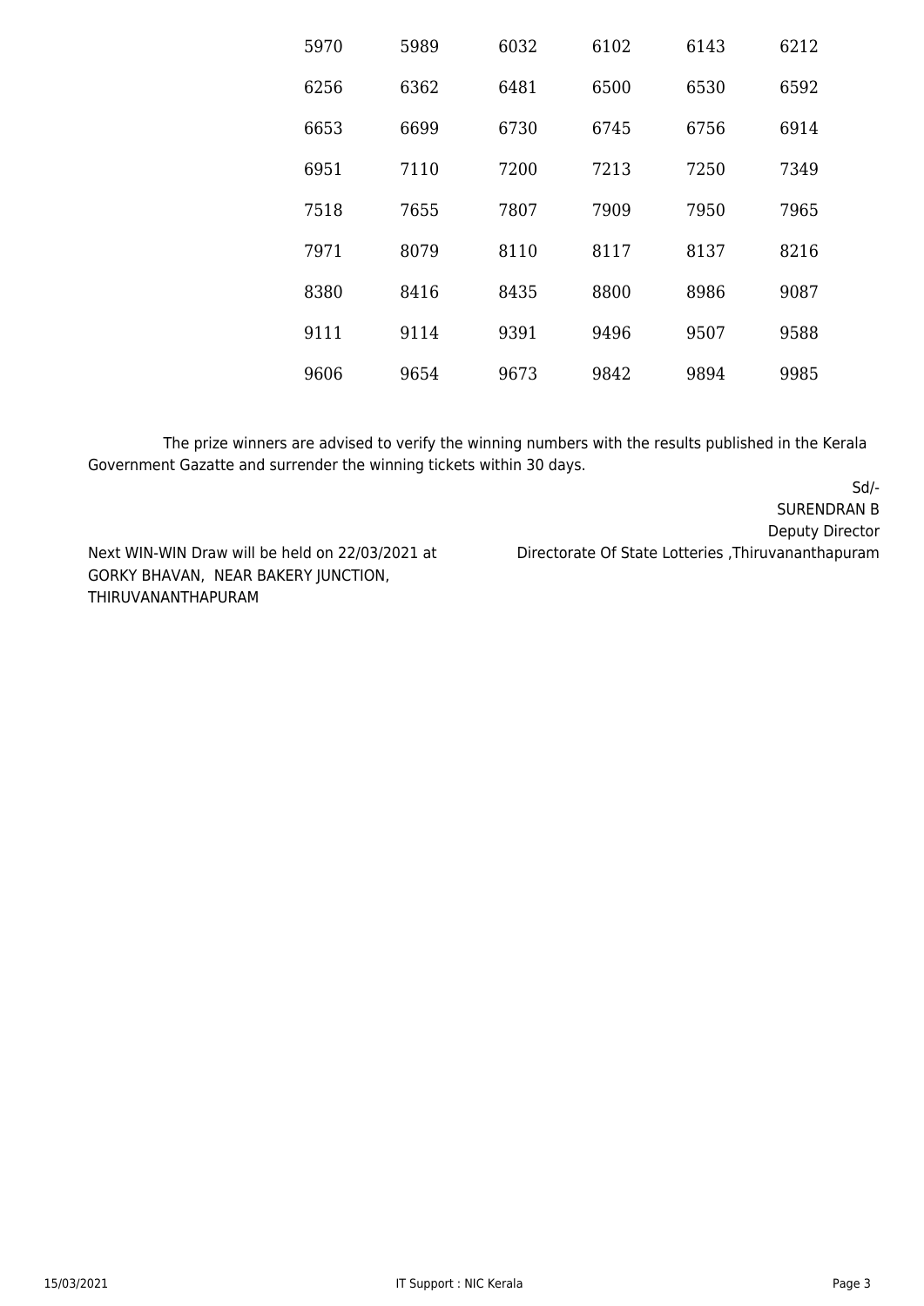| | | | | | |
|---|---|---|---|---|---|
| 5970 | 5989 | 6032 | 6102 | 6143 | 6212 |
| 6256 | 6362 | 6481 | 6500 | 6530 | 6592 |
| 6653 | 6699 | 6730 | 6745 | 6756 | 6914 |
| 6951 | 7110 | 7200 | 7213 | 7250 | 7349 |
| 7518 | 7655 | 7807 | 7909 | 7950 | 7965 |
| 7971 | 8079 | 8110 | 8117 | 8137 | 8216 |
| 8380 | 8416 | 8435 | 8800 | 8986 | 9087 |
| 9111 | 9114 | 9391 | 9496 | 9507 | 9588 |
| 9606 | 9654 | 9673 | 9842 | 9894 | 9985 |

The prize winners are advised to verify the winning numbers with the results published in the Kerala Government Gazatte and surrender the winning tickets within 30 days.

Sd/-
SURENDRAN B
Deputy Director
Directorate Of State Lotteries ,Thiruvananthapuram

Next WIN-WIN Draw will be held on 22/03/2021 at GORKY BHAVAN, NEAR BAKERY JUNCTION, THIRUVANANTHAPURAM